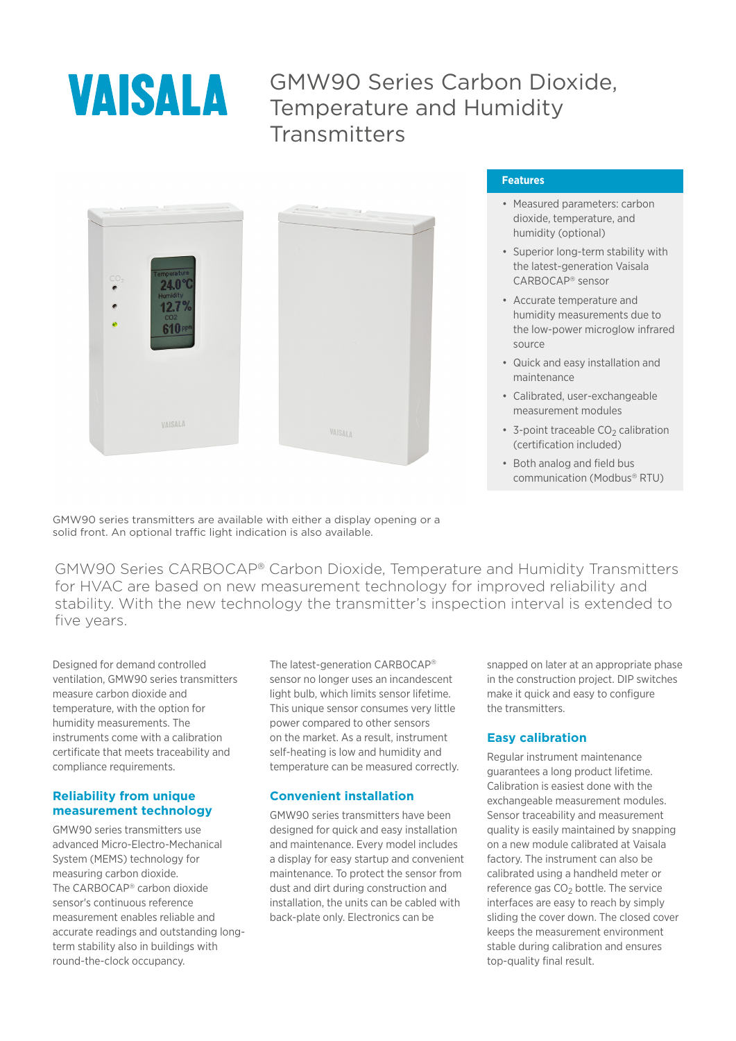VAISALA

# GMW90 Series Carbon Dioxide, Temperature and Humidity Transmitters

### Features

- Measured parameters: carbon dioxide, temperature, and humidity (optional)
- Superior long-term stability with the latest-generation Vaisala CARBOCAP® sensor
- Accurate temperature and humidity measurements due to the low-power microglow infrared source
- Quick and easy installation and maintenance
- Calibrated, user-exchangeable measurement modules
- 3-point traceable $CO_2$ calibration (certification included)
- Both analog and field bus communication (Modbus® RTU)

GMW90 series transmitters are available with either a display opening or a solid front. An optional traffic light indication is also available.

GMW90 Series CARBOCAP® Carbon Dioxide, Temperature and Humidity Transmitters for HVAC are based on new measurement technology for improved reliability and stability. With the new technology the transmitter's inspection interval is extended to five years.

Designed for demand controlled ventilation, GMW90 series transmitters measure carbon dioxide and temperature, with the option for humidity measurements. The instruments come with a calibration certificate that meets traceability and compliance requirements.

## Reliability from unique measurement technology

GMW90 series transmitters use advanced Micro-Electro-Mechanical System (MEMS) technology for measuring carbon dioxide. The CARBOCAP® carbon dioxide sensor's continuous reference measurement enables reliable and accurate readings and outstanding long-term stability also in buildings with round-the-clock occupancy.

The latest-generation CARBOCAP® sensor no longer uses an incandescent light bulb, which limits sensor lifetime. This unique sensor consumes very little power compared to other sensors on the market. As a result, instrument self-heating is low and humidity and temperature can be measured correctly.

## Convenient installation

GMW90 series transmitters have been designed for quick and easy installation and maintenance. Every model includes a display for easy startup and convenient maintenance. To protect the sensor from dust and dirt during construction and installation, the units can be cabled with back-plate only. Electronics can be snapped on later at an appropriate phase in the construction project. DIP switches make it quick and easy to configure the transmitters.

## Easy calibration

Regular instrument maintenance guarantees a long product lifetime. Calibration is easiest done with the exchangeable measurement modules. Sensor traceability and measurement quality is easily maintained by snapping on a new module calibrated at Vaisala factory. The instrument can also be calibrated using a handheld meter or reference gas $CO_2$ bottle. The service interfaces are easy to reach by simply sliding the cover down. The closed cover keeps the measurement environment stable during calibration and ensures top-quality final result.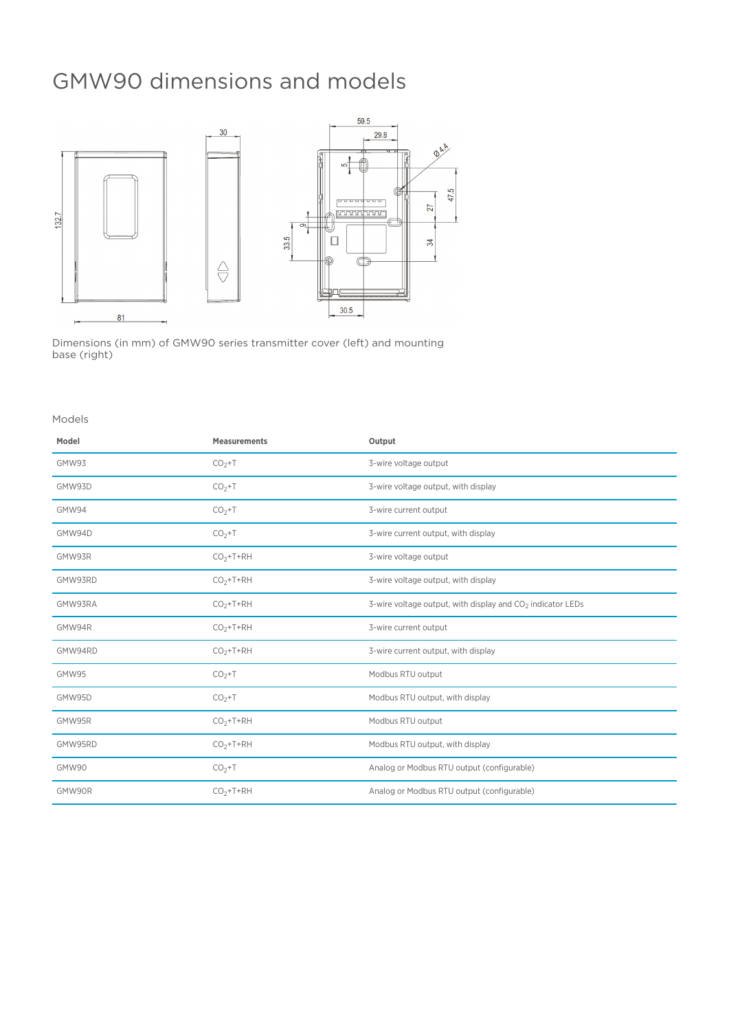# GMW90 dimensions and models

Dimensions (in mm) of GMW90 series transmitter cover (left) and mounting base (right)

Models

| Model | Measurements | Output |
|---|---|---|
| GMW93 | $CO_2$+T | 3-wire voltage output |
| GMW93D | $CO_2$+T | 3-wire voltage output, with display |
| GMW94 | $CO_2$+T | 3-wire current output |
| GMW94D | $CO_2$+T | 3-wire current output, with display |
| GMW93R | $CO_2$+T+RH | 3-wire voltage output |
| GMW93RD | $CO_2$+T+RH | 3-wire voltage output, with display |
| GMW93RA | $CO_2$+T+RH | 3-wire voltage output, with display and $CO_2$ indicator LEDs |
| GMW94R | $CO_2$+T+RH | 3-wire current output |
| GMW94RD | $CO_2$+T+RH | 3-wire current output, with display |
| GMW95 | $CO_2$+T | Modbus RTU output |
| GMW95D | $CO_2$+T | Modbus RTU output, with display |
| GMW95R | $CO_2$+T+RH | Modbus RTU output |
| GMW95RD | $CO_2$+T+RH | Modbus RTU output, with display |
| GMW90 | $CO_2$+T | Analog or Modbus RTU output (configurable) |
| GMW90R | $CO_2$+T+RH | Analog or Modbus RTU output (configurable) |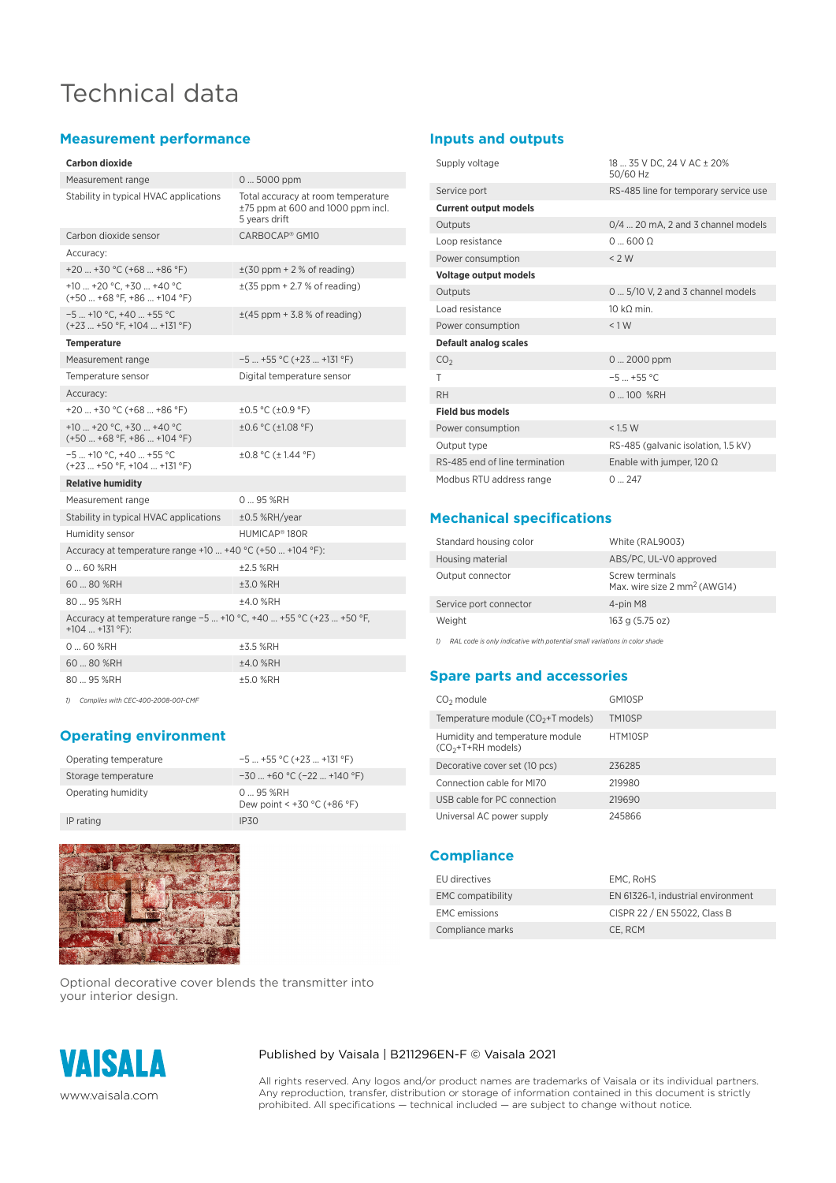# Technical data

## Measurement performance

| | |
|---|---|
| **Carbon dioxide** | |
| Measurement range | 0 ... 5000 ppm |
| Stability in typical HVAC applications | Total accuracy at room temperature ±75 ppm at 600 and 1000 ppm incl. 5 years drift |
| Carbon dioxide sensor | CARBOCAP® GM10 |
| Accuracy: | |
| +20 ... +30 °C (+68 ... +86 °F) | ±(30 ppm + 2 % of reading) |
| +10 ... +20 °C, +30 ... +40 °C (+50 ... +68 °F, +86 ... +104 °F) | ±(35 ppm + 2.7 % of reading) |
| −5 ... +10 °C, +40 ... +55 °C (+23 ... +50 °F, +104 ... +131 °F) | ±(45 ppm + 3.8 % of reading) |
| **Temperature** | |
| Measurement range | −5 ... +55 °C (+23 ... +131 °F) |
| Temperature sensor | Digital temperature sensor |
| Accuracy: | |
| +20 ... +30 °C (+68 ... +86 °F) | ±0.5 °C (±0.9 °F) |
| +10 ... +20 °C, +30 ... +40 °C (+50 ... +68 °F, +86 ... +104 °F) | ±0.6 °C (±1.08 °F) |
| −5 ... +10 °C, +40 ... +55 °C (+23 ... +50 °F, +104 ... +131 °F) | ±0.8 °C (± 1.44 °F) |
| **Relative humidity** | |
| Measurement range | 0 ... 95 %RH |
| Stability in typical HVAC applications | ±0.5 %RH/year |
| Humidity sensor | HUMICAP® 180R |
| Accuracy at temperature range +10 ... +40 °C (+50 ... +104 °F): | |
| 0 ... 60 %RH | ±2.5 %RH |
| 60 ... 80 %RH | ±3.0 %RH |
| 80 ... 95 %RH | ±4.0 %RH |
| Accuracy at temperature range −5 ... +10 °C, +40 ... +55 °C (+23 ... +50 °F, +104 ... +131 °F): | |
| 0 ... 60 %RH | ±3.5 %RH |
| 60 ... 80 %RH | ±4.0 %RH |
| 80 ... 95 %RH | ±5.0 %RH |

1) *Complies with CEC-400-2008-001-CMF*

## Operating environment

| | |
|---|---|
| Operating temperature | −5 ... +55 °C (+23 ... +131 °F) |
| Storage temperature | −30 ... +60 °C (−22 ... +140 °F) |
| Operating humidity | 0 ... 95 %RH<br>Dew point < +30 °C (+86 °F) |
| IP rating | IP30 |

Optional decorative cover blends the transmitter into your interior design.

## Inputs and outputs

| | |
|---|---|
| Supply voltage | 18 ... 35 V DC, 24 V AC ± 20% 50/60 Hz |
| Service port | RS-485 line for temporary service use |
| **Current output models** | |
| Outputs | 0/4 ... 20 mA, 2 and 3 channel models |
| Loop resistance | 0 ... 600 Ω |
| Power consumption | < 2 W |
| **Voltage output models** | |
| Outputs | 0 ... 5/10 V, 2 and 3 channel models |
| Load resistance | 10 kΩ min. |
| Power consumption | < 1 W |
| **Default analog scales** | |
| $CO_2$ | 0 ... 2000 ppm |
| T | −5 ... +55 °C |
| RH | 0 ... 100 %RH |
| **Field bus models** | |
| Power consumption | < 1.5 W |
| Output type | RS-485 (galvanic isolation, 1.5 kV) |
| RS-485 end of line termination | Enable with jumper, 120 Ω |
| Modbus RTU address range | 0 ... 247 |

## Mechanical specifications

| | |
|---|---|
| Standard housing color | White (RAL9003) |
| Housing material | ABS/PC, UL-V0 approved |
| Output connector | Screw terminals<br>Max. wire size 2 mm² (AWG14) |
| Service port connector | 4-pin M8 |
| Weight | 163 g (5.75 oz) |

1) *RAL code is only indicative with potential small variations in color shade*

## Spare parts and accessories

| | |
|---|---|
| $CO_2$ module | GM10SP |
| Temperature module ($CO_2$+T models) | TM10SP |
| Humidity and temperature module ($CO_2$+T+RH models) | HTM10SP |
| Decorative cover set (10 pcs) | 236285 |
| Connection cable for MI70 | 219980 |
| USB cable for PC connection | 219690 |
| Universal AC power supply | 245866 |

## Compliance

| | |
|---|---|
| EU directives | EMC, RoHS |
| EMC compatibility | EN 61326-1, industrial environment |
| EMC emissions | CISPR 22 / EN 55022, Class B |
| Compliance marks | CE, RCM |

VAISALA

www.vaisala.com

Published by Vaisala | B211296EN-F © Vaisala 2021

All rights reserved. Any logos and/or product names are trademarks of Vaisala or its individual partners. Any reproduction, transfer, distribution or storage of information contained in this document is strictly prohibited. All specifications — technical included — are subject to change without notice.